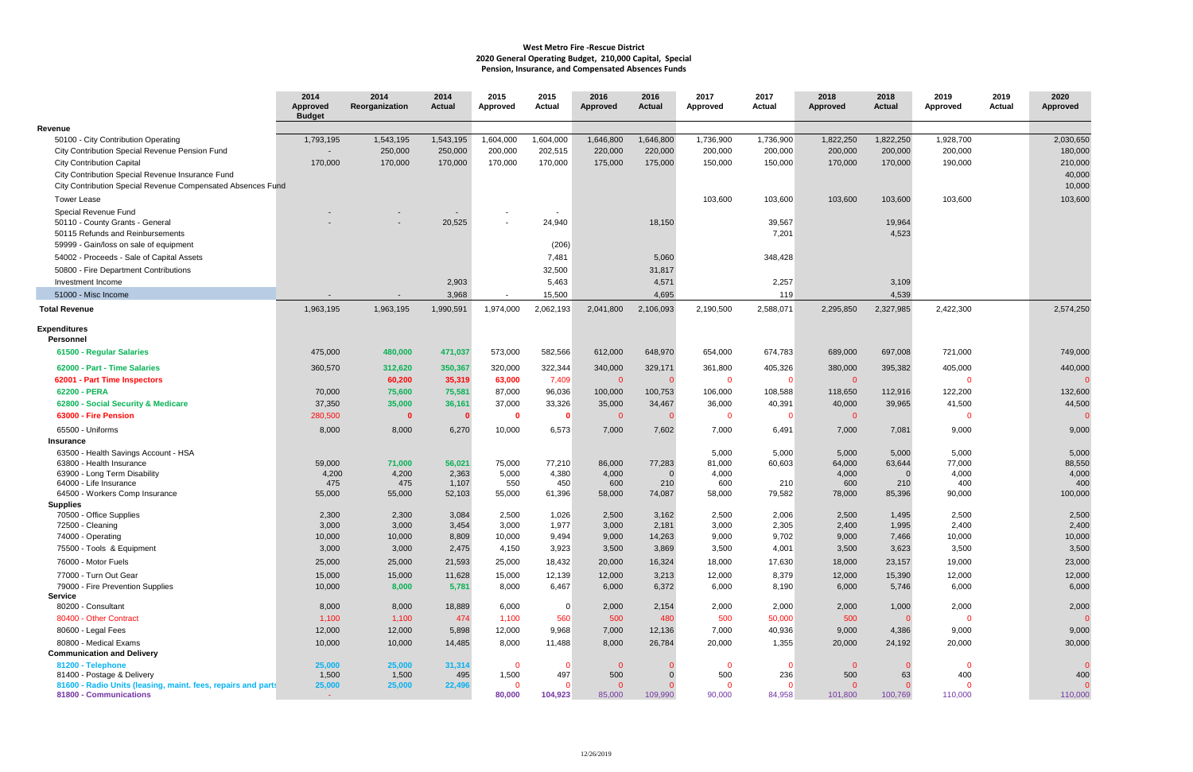# West Metro Fire -Rescue District

## 2020 General Operating Budget, 210,000 Capital, Special Pension, Insurance, and Compensated Absences Funds

| | 2014 Approved Budget | 2014 Reorganization | 2014 Actual | 2015 Approved | 2015 Actual | 2016 Approved | 2016 Actual | 2017 Approved | 2017 Actual | 2018 Approved | 2018 Actual | 2019 Approved | 2019 Actual | 2020 Approved |
|---|---|---|---|---|---|---|---|---|---|---|---|---|---|---|
| **Revenue** | | | | | | | | | | | | | | |
| 50100 - City Contribution Operating | 1,793,195 | 1,543,195 | 1,543,195 | 1,604,000 | 1,604,000 | 1,646,800 | 1,646,800 | 1,736,900 | 1,736,900 | 1,822,250 | 1,822,250 | 1,928,700 | | 2,030,650 |
| City Contribution Special Revenue Pension Fund | - | 250,000 | 250,000 | 200,000 | 202,515 | 220,000 | 220,000 | 200,000 | 200,000 | 200,000 | 200,000 | 200,000 | | 180,000 |
| City Contribution Capital | 170,000 | 170,000 | 170,000 | 170,000 | 170,000 | 175,000 | 175,000 | 150,000 | 150,000 | 170,000 | 170,000 | 190,000 | | 210,000 |
| City Contribution Special Revenue Insurance Fund | | | | | | | | | | | | | | 40,000 |
| City Contribution Special Revenue Compensated Absences Fund | | | | | | | | | | | | | | 10,000 |
| Tower Lease | | | | | | | | 103,600 | 103,600 | 103,600 | 103,600 | 103,600 | | 103,600 |
| Special Revenue Fund | - | - | - | - | - | | | | | | | | | |
| 50110 - County Grants - General | - | - | 20,525 | - | 24,940 | | 18,150 | | 39,567 | | 19,964 | | | |
| 50115 Refunds and Reinbursements | | | | | | | | | 7,201 | | 4,523 | | | |
| 59999 - Gain/loss on sale of equipment | | | | | (206) | | | | | | | | | |
| 54002 - Proceeds - Sale of Capital Assets | | | | | 7,481 | | 5,060 | | 348,428 | | | | | |
| 50800 - Fire Department Contributions | | | | | 32,500 | | 31,817 | | | | | | | |
| Investment Income | | | 2,903 | | 5,463 | | 4,571 | | 2,257 | | 3,109 | | | |
| 51000 - Misc Income | - | - | 3,968 | - | 15,500 | | 4,695 | | 119 | | 4,539 | | | |
| **Total Revenue** | 1,963,195 | 1,963,195 | 1,990,591 | 1,974,000 | 2,062,193 | 2,041,800 | 2,106,093 | 2,190,500 | 2,588,071 | 2,295,850 | 2,327,985 | 2,422,300 | | 2,574,250 |
| **Expenditures** | | | | | | | | | | | | | | |
| **Personnel** | | | | | | | | | | | | | | |
| 61500 - Regular Salaries | 475,000 | 480,000 | 471,037 | 573,000 | 582,566 | 612,000 | 648,970 | 654,000 | 674,783 | 689,000 | 697,008 | 721,000 | | 749,000 |
| 62000 - Part - Time Salaries | 360,570 | 312,620 | 350,367 | 320,000 | 322,344 | 340,000 | 329,171 | 361,800 | 405,326 | 380,000 | 395,382 | 405,000 | | 440,000 |
| 62001 - Part Time Inspectors | | 60,200 | 35,319 | 63,000 | 7,409 | 0 | 0 | 0 | 0 | 0 | | 0 | | 0 |
| 62200 - PERA | 70,000 | 75,600 | 75,581 | 87,000 | 96,036 | 100,000 | 100,753 | 106,000 | 108,588 | 118,650 | 112,916 | 122,200 | | 132,600 |
| 62800 - Social Security & Medicare | 37,350 | 35,000 | 36,161 | 37,000 | 33,326 | 35,000 | 34,467 | 36,000 | 40,391 | 40,000 | 39,965 | 41,500 | | 44,500 |
| 63000 - Fire Pension | 280,500 | 0 | 0 | 0 | 0 | 0 | 0 | 0 | 0 | 0 | | 0 | | 0 |
| 65500 - Uniforms | 8,000 | 8,000 | 6,270 | 10,000 | 6,573 | 7,000 | 7,602 | 7,000 | 6,491 | 7,000 | 7,081 | 9,000 | | 9,000 |
| **Insurance** | | | | | | | | | | | | | | |
| 63500 - Health Savings Account - HSA | | | | | | | | 5,000 | 5,000 | 5,000 | 5,000 | 5,000 | | 5,000 |
| 63800 - Health Insurance | 59,000 | 71,000 | 56,021 | 75,000 | 77,210 | 86,000 | 77,283 | 81,000 | 60,603 | 64,000 | 63,644 | 77,000 | | 88,550 |
| 63900 - Long Term Disability | 4,200 | 4,200 | 2,363 | 5,000 | 4,380 | 4,000 | 0 | 4,000 | | 4,000 | 0 | 4,000 | | 4,000 |
| 64000 - Life Insurance | 475 | 475 | 1,107 | 550 | 450 | 600 | 210 | 600 | 210 | 600 | 210 | 400 | | 400 |
| 64500 - Workers Comp Insurance | 55,000 | 55,000 | 52,103 | 55,000 | 61,396 | 58,000 | 74,087 | 58,000 | 79,582 | 78,000 | 85,396 | 90,000 | | 100,000 |
| **Supplies** | | | | | | | | | | | | | | |
| 70500 - Office Supplies | 2,300 | 2,300 | 3,084 | 2,500 | 1,026 | 2,500 | 3,162 | 2,500 | 2,006 | 2,500 | 1,495 | 2,500 | | 2,500 |
| 72500 - Cleaning | 3,000 | 3,000 | 3,454 | 3,000 | 1,977 | 3,000 | 2,181 | 3,000 | 2,305 | 2,400 | 1,995 | 2,400 | | 2,400 |
| 74000 - Operating | 10,000 | 10,000 | 8,809 | 10,000 | 9,494 | 9,000 | 14,263 | 9,000 | 9,702 | 9,000 | 7,466 | 10,000 | | 10,000 |
| 75500 - Tools & Equipment | 3,000 | 3,000 | 2,475 | 4,150 | 3,923 | 3,500 | 3,869 | 3,500 | 4,001 | 3,500 | 3,623 | 3,500 | | 3,500 |
| 76000 - Motor Fuels | 25,000 | 25,000 | 21,593 | 25,000 | 18,432 | 20,000 | 16,324 | 18,000 | 17,630 | 18,000 | 23,157 | 19,000 | | 23,000 |
| 77000 - Turn Out Gear | 15,000 | 15,000 | 11,628 | 15,000 | 12,139 | 12,000 | 3,213 | 12,000 | 8,379 | 12,000 | 15,390 | 12,000 | | 12,000 |
| 79000 - Fire Prevention Supplies | 10,000 | 8,000 | 5,781 | 8,000 | 6,467 | 6,000 | 6,372 | 6,000 | 8,190 | 6,000 | 5,746 | 6,000 | | 6,000 |
| **Service** | | | | | | | | | | | | | | |
| 80200 - Consultant | 8,000 | 8,000 | 18,889 | 6,000 | 0 | 2,000 | 2,154 | 2,000 | 2,000 | 2,000 | 1,000 | 2,000 | | 2,000 |
| 80400 - Other Contract | 1,100 | 1,100 | 474 | 1,100 | 560 | 500 | 480 | 500 | 50,000 | 500 | 0 | 0 | | 0 |
| 80600 - Legal Fees | 12,000 | 12,000 | 5,898 | 12,000 | 9,968 | 7,000 | 12,136 | 7,000 | 40,936 | 9,000 | 4,386 | 9,000 | | 9,000 |
| 80800 - Medical Exams | 10,000 | 10,000 | 14,485 | 8,000 | 11,488 | 8,000 | 26,784 | 20,000 | 1,355 | 20,000 | 24,192 | 20,000 | | 30,000 |
| **Communication and Delivery** | | | | | | | | | | | | | | |
| 81200 - Telephone | 25,000 | 25,000 | 31,314 | 0 | 0 | 0 | 0 | 0 | 0 | 0 | 0 | 0 | | 0 |
| 81400 - Postage & Delivery | 1,500 | 1,500 | 495 | 1,500 | 497 | 500 | 0 | 500 | 236 | 500 | 63 | 400 | | 400 |
| 81600 - Radio Units (leasing, maint. fees, repairs and parts | 25,000 | 25,000 | 22,496 | 0 | 0 | 0 | 0 | 0 | 0 | 0 | 0 | 0 | | 0 |
| 81800 - Communications | - | | | 80,000 | 104,923 | 85,000 | 109,990 | 90,000 | 84,958 | 101,800 | 100,769 | 110,000 | | 110,000 |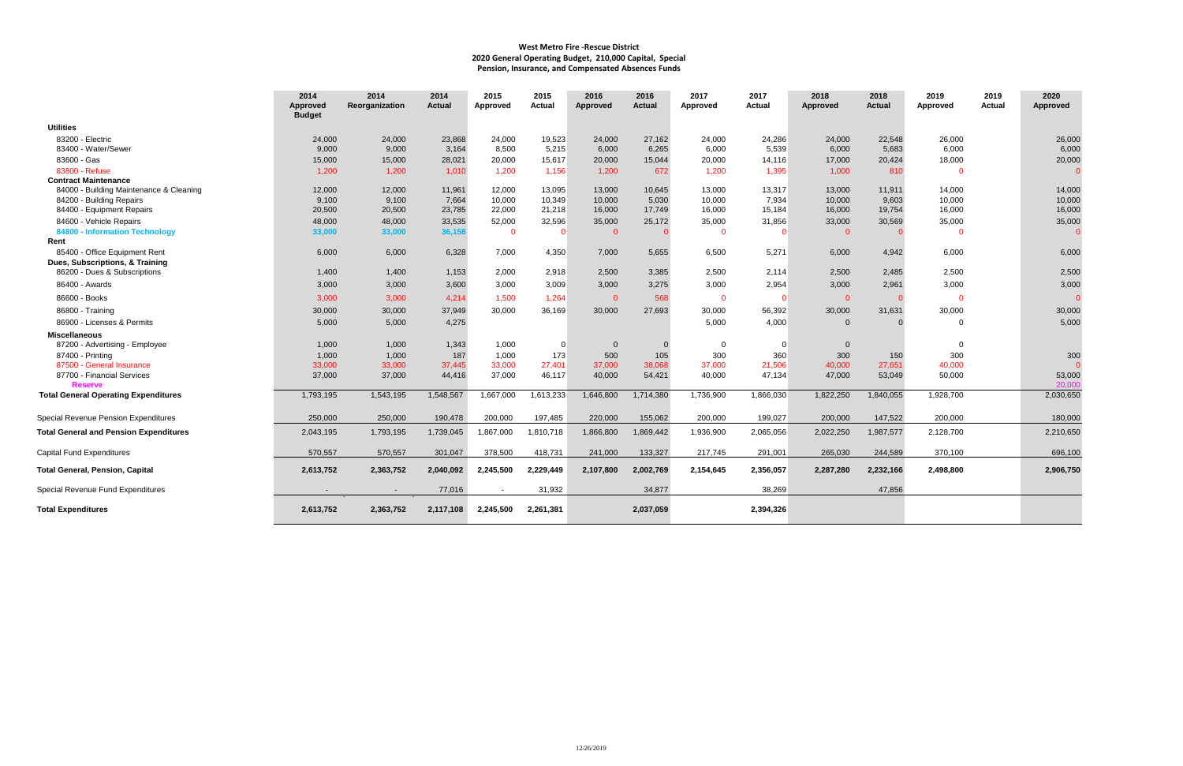**West Metro Fire -Rescue District**
**2020 General Operating Budget, 210,000 Capital, Special Pension, Insurance, and Compensated Absences Funds**

| | 2014 Approved Budget | 2014 Reorganization | 2014 Actual | 2015 Approved | 2015 Actual | 2016 Approved | 2016 Actual | 2017 Approved | 2017 Actual | 2018 Approved | 2018 Actual | 2019 Approved | 2019 Actual | 2020 Approved |
|---|---|---|---|---|---|---|---|---|---|---|---|---|---|---|
| **Utilities** | | | | | | | | | | | | | | |
| 83200 - Electric | 24,000 | 24,000 | 23,868 | 24,000 | 19,523 | 24,000 | 27,162 | 24,000 | 24,286 | 24,000 | 22,548 | 26,000 | | 26,000 |
| 83400 - Water/Sewer | 9,000 | 9,000 | 3,164 | 8,500 | 5,215 | 6,000 | 6,265 | 6,000 | 5,539 | 6,000 | 5,683 | 6,000 | | 6,000 |
| 83600 - Gas | 15,000 | 15,000 | 28,021 | 20,000 | 15,617 | 20,000 | 15,044 | 20,000 | 14,116 | 17,000 | 20,424 | 18,000 | | 20,000 |
| 83800 - Refuse | 1,200 | 1,200 | 1,010 | 1,200 | 1,156 | 1,200 | 672 | 1,200 | 1,395 | 1,000 | 810 | 0 | | 0 |
| **Contract Maintenance** | | | | | | | | | | | | | | |
| 84000 - Building Maintenance & Cleaning | 12,000 | 12,000 | 11,961 | 12,000 | 13,095 | 13,000 | 10,645 | 13,000 | 13,317 | 13,000 | 11,911 | 14,000 | | 14,000 |
| 84200 - Building Repairs | 9,100 | 9,100 | 7,664 | 10,000 | 10,349 | 10,000 | 5,030 | 10,000 | 7,934 | 10,000 | 9,603 | 10,000 | | 10,000 |
| 84400 - Equipment Repairs | 20,500 | 20,500 | 23,785 | 22,000 | 21,218 | 16,000 | 17,749 | 16,000 | 15,184 | 16,000 | 19,754 | 16,000 | | 16,000 |
| 84600 - Vehicle Repairs | 48,000 | 48,000 | 33,535 | 52,000 | 32,596 | 35,000 | 25,172 | 35,000 | 31,856 | 33,000 | 30,569 | 35,000 | | 35,000 |
| 84800 - Information Technology | 33,000 | 33,000 | 36,158 | 0 | 0 | 0 | 0 | 0 | 0 | 0 | 0 | 0 | | 0 |
| **Rent** | | | | | | | | | | | | | | |
| 85400 - Office Equipment Rent | 6,000 | 6,000 | 6,328 | 7,000 | 4,350 | 7,000 | 5,655 | 6,500 | 5,271 | 6,000 | 4,942 | 6,000 | | 6,000 |
| **Dues, Subscriptions, & Training** | | | | | | | | | | | | | | |
| 86200 - Dues & Subscriptions | 1,400 | 1,400 | 1,153 | 2,000 | 2,918 | 2,500 | 3,385 | 2,500 | 2,114 | 2,500 | 2,485 | 2,500 | | 2,500 |
| 86400 - Awards | 3,000 | 3,000 | 3,600 | 3,000 | 3,009 | 3,000 | 3,275 | 3,000 | 2,954 | 3,000 | 2,961 | 3,000 | | 3,000 |
| 86600 - Books | 3,000 | 3,000 | 4,214 | 1,500 | 1,264 | 0 | 568 | 0 | 0 | 0 | 0 | 0 | | 0 |
| 86800 - Training | 30,000 | 30,000 | 37,949 | 30,000 | 36,169 | 30,000 | 27,693 | 30,000 | 56,392 | 30,000 | 31,631 | 30,000 | | 30,000 |
| 86900 - Licenses & Permits | 5,000 | 5,000 | 4,275 | | | | | 5,000 | 4,000 | 0 | 0 | 0 | | 5,000 |
| **Miscellaneous** | | | | | | | | | | | | | | |
| 87200 - Advertising - Employee | 1,000 | 1,000 | 1,343 | 1,000 | 0 | 0 | 0 | 0 | 0 | 0 | | 0 | | |
| 87400 - Printing | 1,000 | 1,000 | 187 | 1,000 | 173 | 500 | 105 | 300 | 360 | 300 | 150 | 300 | | 300 |
| 87500 - General Insurance | 33,000 | 33,000 | 37,445 | 33,000 | 27,401 | 37,000 | 38,068 | 37,000 | 21,506 | 40,000 | 27,651 | 40,000 | | 0 |
| 87700 - Financial Services | 37,000 | 37,000 | 44,416 | 37,000 | 46,117 | 40,000 | 54,421 | 40,000 | 47,134 | 47,000 | 53,049 | 50,000 | | 53,000 |
| Reserve | | | | | | | | | | | | | | 20,000 |
| **Total General Operating Expenditures** | 1,793,195 | 1,543,195 | 1,548,567 | 1,667,000 | 1,613,233 | 1,646,800 | 1,714,380 | 1,736,900 | 1,866,030 | 1,822,250 | 1,840,055 | 1,928,700 | | 2,030,650 |
| Special Revenue Pension Expenditures | 250,000 | 250,000 | 190,478 | 200,000 | 197,485 | 220,000 | 155,062 | 200,000 | 199,027 | 200,000 | 147,522 | 200,000 | | 180,000 |
| **Total General and Pension Expenditures** | 2,043,195 | 1,793,195 | 1,739,045 | 1,867,000 | 1,810,718 | 1,866,800 | 1,869,442 | 1,936,900 | 2,065,056 | 2,022,250 | 1,987,577 | 2,128,700 | | 2,210,650 |
| Capital Fund Expenditures | 570,557 | 570,557 | 301,047 | 378,500 | 418,731 | 241,000 | 133,327 | 217,745 | 291,001 | 265,030 | 244,589 | 370,100 | | 696,100 |
| **Total General, Pension, Capital** | **2,613,752** | **2,363,752** | **2,040,092** | **2,245,500** | **2,229,449** | **2,107,800** | **2,002,769** | **2,154,645** | **2,356,057** | **2,287,280** | **2,232,166** | **2,498,800** | | **2,906,750** |
| Special Revenue Fund Expenditures | - | - | 77,016 | - | 31,932 | | 34,877 | | 38,269 | | 47,856 | | | |
| **Total Expenditures** | **2,613,752** | **2,363,752** | **2,117,108** | **2,245,500** | **2,261,381** | | **2,037,059** | | **2,394,326** | | | | | |

12/26/2019